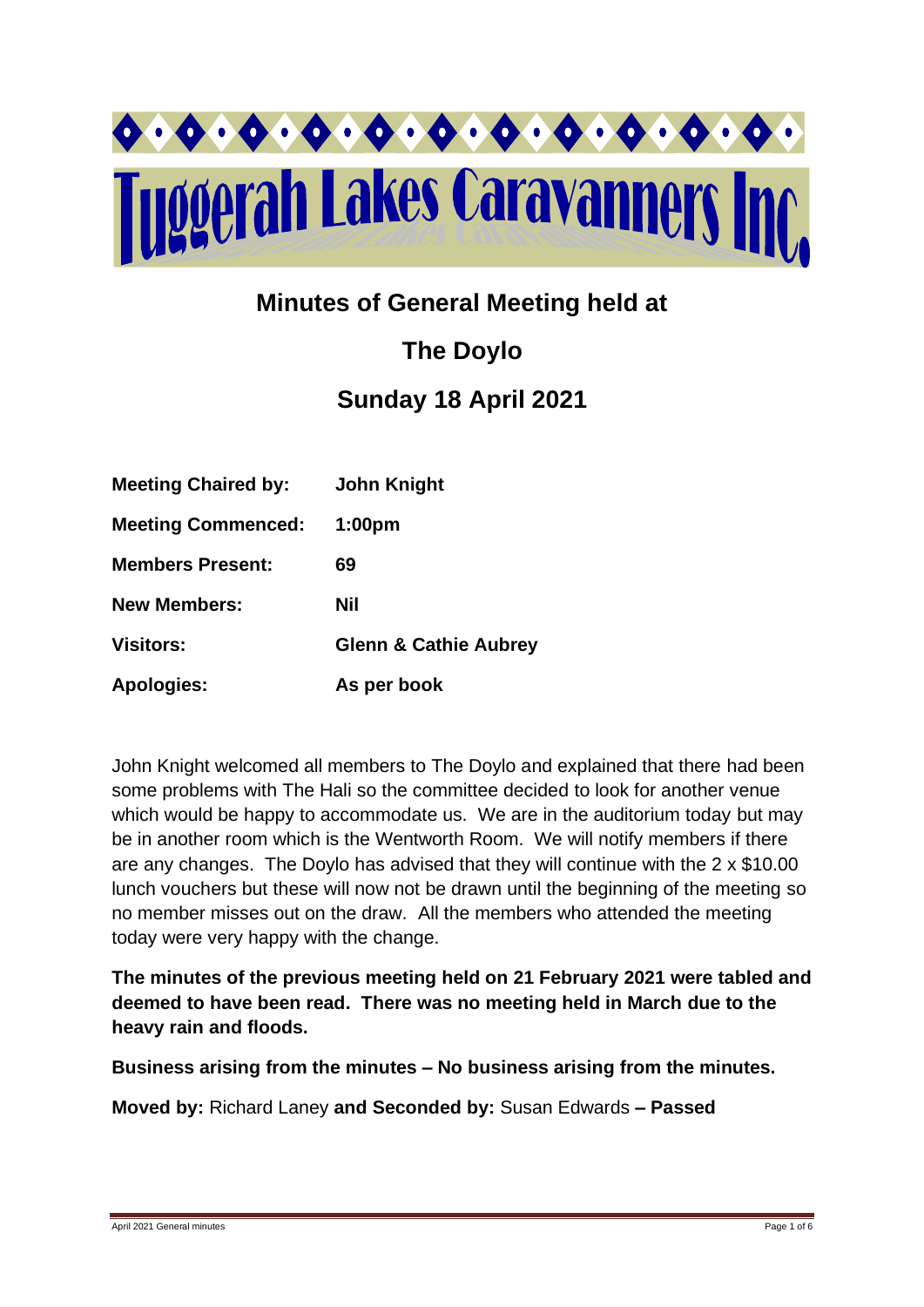# Tuggerah Lakes Caravanners Inc

## Minutes of General Meeting held at

## The Doylo

## Sunday 18 April 2021

| | |
|---|---|
| **Meeting Chaired by:** | **John Knight** |
| **Meeting Commenced:** | **1:00pm** |
| **Members Present:** | **69** |
| **New Members:** | **Nil** |
| **Visitors:** | **Glenn & Cathie Aubrey** |
| **Apologies:** | **As per book** |

John Knight welcomed all members to The Doylo and explained that there had been some problems with The Hali so the committee decided to look for another venue which would be happy to accommodate us. We are in the auditorium today but may be in another room which is the Wentworth Room. We will notify members if there are any changes. The Doylo has advised that they will continue with the 2 x $10.00 lunch vouchers but these will now not be drawn until the beginning of the meeting so no member misses out on the draw. All the members who attended the meeting today were very happy with the change.

**The minutes of the previous meeting held on 21 February 2021 were tabled and deemed to have been read. There was no meeting held in March due to the heavy rain and floods.**

**Business arising from the minutes – No business arising from the minutes.**

**Moved by:** Richard Laney **and Seconded by:** Susan Edwards **– Passed**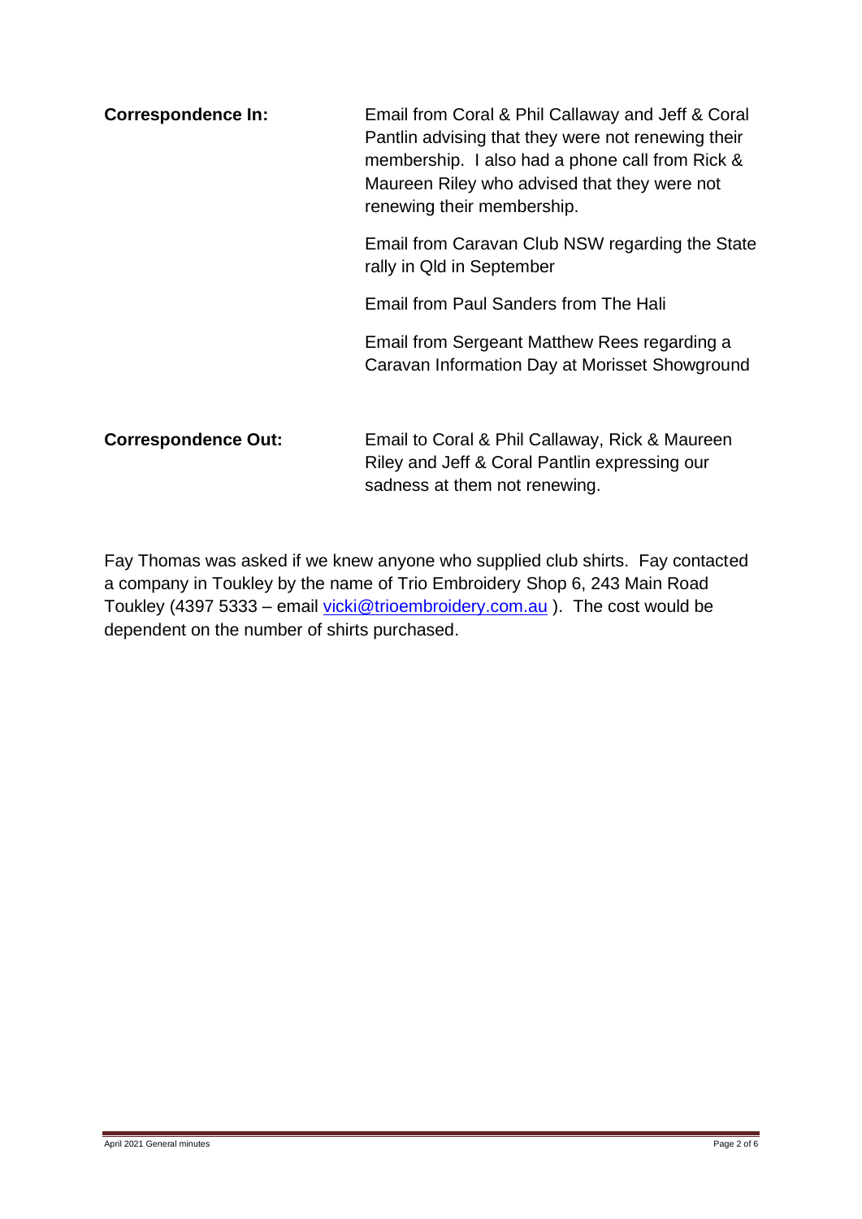**Correspondence In:**

Email from Coral & Phil Callaway and Jeff & Coral Pantlin advising that they were not renewing their membership. I also had a phone call from Rick & Maureen Riley who advised that they were not renewing their membership.

Email from Caravan Club NSW regarding the State rally in Qld in September

Email from Paul Sanders from The Hali

Email from Sergeant Matthew Rees regarding a Caravan Information Day at Morisset Showground

**Correspondence Out:**

Email to Coral & Phil Callaway, Rick & Maureen Riley and Jeff & Coral Pantlin expressing our sadness at them not renewing.

Fay Thomas was asked if we knew anyone who supplied club shirts. Fay contacted a company in Toukley by the name of Trio Embroidery Shop 6, 243 Main Road Toukley (4397 5333 – email vicki@trioembroidery.com.au ). The cost would be dependent on the number of shirts purchased.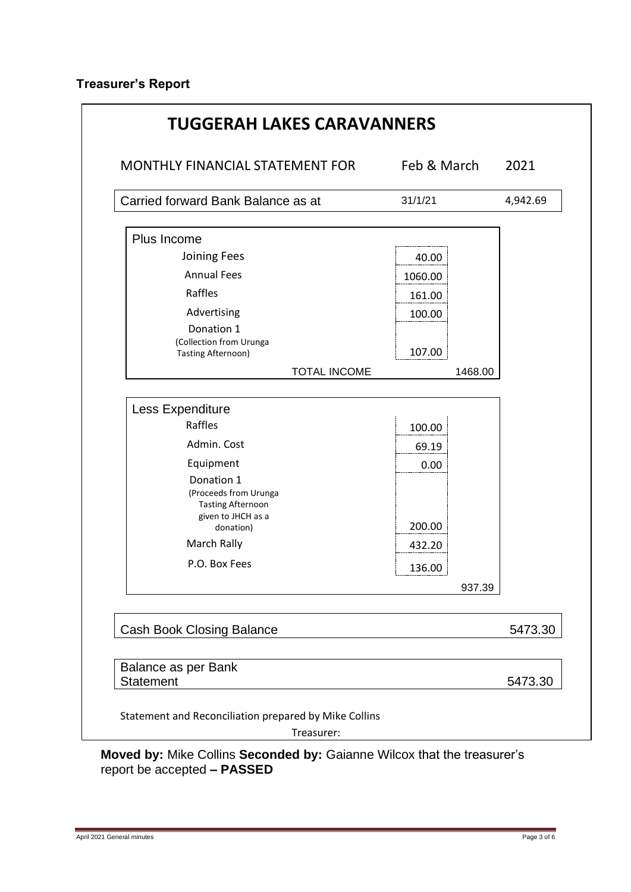**Treasurer's Report**

# TUGGERAH LAKES CARAVANNERS

| MONTHLY FINANCIAL STATEMENT FOR | Feb & March | | 2021 |
|---|---|---|---|
| Carried forward Bank Balance as at | 31/1/21 | | 4,942.69 |
| **Plus Income** | | | |
| Joining Fees | 40.00 | | |
| Annual Fees | 1060.00 | | |
| Raffles | 161.00 | | |
| Advertising | 100.00 | | |
| Donation 1 (Collection from Urunga Tasting Afternoon) | 107.00 | | |
| TOTAL INCOME | | 1468.00 | |
| **Less Expenditure** | | | |
| Raffles | 100.00 | | |
| Admin. Cost | 69.19 | | |
| Equipment | 0.00 | | |
| Donation 1 (Proceeds from Urunga Tasting Afternoon given to JHCH as a donation) | 200.00 | | |
| March Rally | 432.20 | | |
| P.O. Box Fees | 136.00 | | |
| | | 937.39 | |
| Cash Book Closing Balance | | | 5473.30 |
| Balance as per Bank Statement | | | 5473.30 |

Statement and Reconciliation prepared by Mike Collins

Treasurer:

**Moved by:** Mike Collins **Seconded by:** Gaianne Wilcox that the treasurer's report be accepted **– PASSED**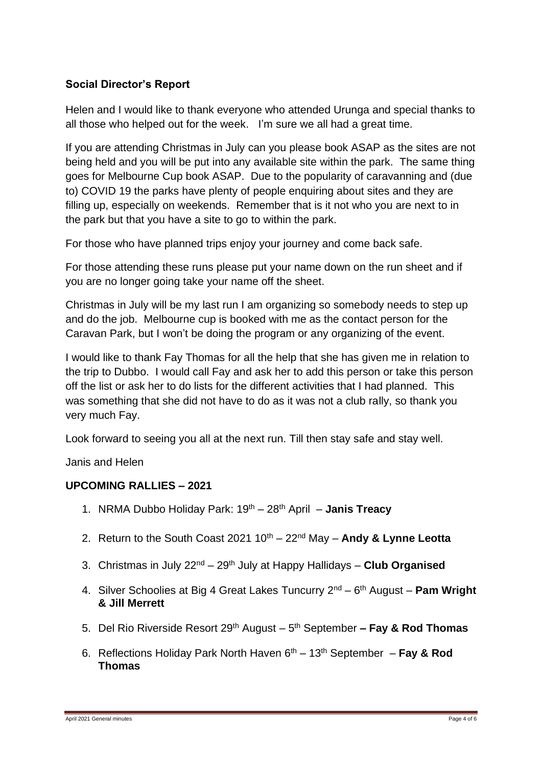**Social Director's Report**

Helen and I would like to thank everyone who attended Urunga and special thanks to all those who helped out for the week.   I'm sure we all had a great time.

If you are attending Christmas in July can you please book ASAP as the sites are not being held and you will be put into any available site within the park.  The same thing goes for Melbourne Cup book ASAP.  Due to the popularity of caravanning and (due to) COVID 19 the parks have plenty of people enquiring about sites and they are filling up, especially on weekends.  Remember that is it not who you are next to in the park but that you have a site to go to within the park.

For those who have planned trips enjoy your journey and come back safe.

For those attending these runs please put your name down on the run sheet and if you are no longer going take your name off the sheet.

Christmas in July will be my last run I am organizing so somebody needs to step up and do the job.  Melbourne cup is booked with me as the contact person for the Caravan Park, but I won't be doing the program or any organizing of the event.

I would like to thank Fay Thomas for all the help that she has given me in relation to the trip to Dubbo.  I would call Fay and ask her to add this person or take this person off the list or ask her to do lists for the different activities that I had planned.  This was something that she did not have to do as it was not a club rally, so thank you very much Fay.

Look forward to seeing you all at the next run. Till then stay safe and stay well.

Janis and Helen

**UPCOMING RALLIES – 2021**

1. NRMA Dubbo Holiday Park: 19th – 28th April – **Janis Treacy**
2. Return to the South Coast 2021 10th – 22nd May – **Andy & Lynne Leotta**
3. Christmas in July 22nd – 29th July at Happy Hallidays – **Club Organised**
4. Silver Schoolies at Big 4 Great Lakes Tuncurry 2nd – 6th August – **Pam Wright & Jill Merrett**
5. Del Rio Riverside Resort 29th August – 5th September **– Fay & Rod Thomas**
6. Reflections Holiday Park North Haven 6th – 13th September – **Fay & Rod Thomas**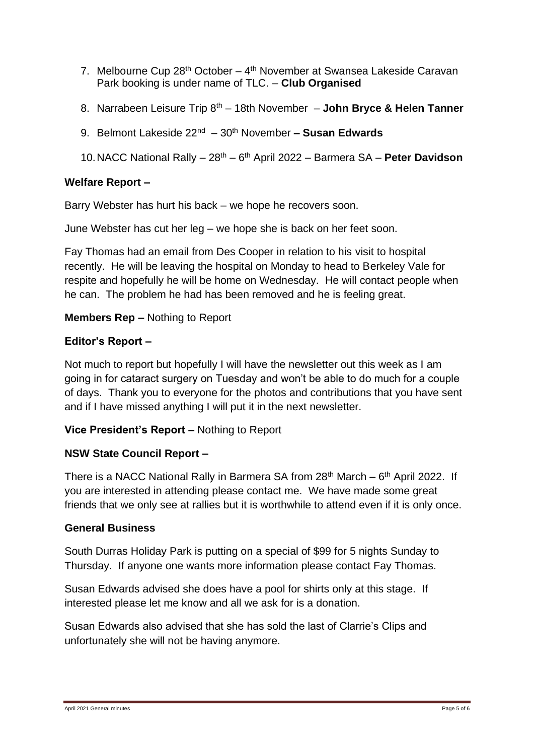7. Melbourne Cup 28th October – 4th November at Swansea Lakeside Caravan Park booking is under name of TLC. – **Club Organised**

8. Narrabeen Leisure Trip 8th – 18th November – **John Bryce & Helen Tanner**

9. Belmont Lakeside 22nd – 30th November **– Susan Edwards**

10. NACC National Rally – 28th – 6th April 2022 – Barmera SA – **Peter Davidson**

**Welfare Report –**

Barry Webster has hurt his back – we hope he recovers soon.

June Webster has cut her leg – we hope she is back on her feet soon.

Fay Thomas had an email from Des Cooper in relation to his visit to hospital recently. He will be leaving the hospital on Monday to head to Berkeley Vale for respite and hopefully he will be home on Wednesday. He will contact people when he can. The problem he had has been removed and he is feeling great.

**Members Rep –** Nothing to Report

**Editor's Report –**

Not much to report but hopefully I will have the newsletter out this week as I am going in for cataract surgery on Tuesday and won't be able to do much for a couple of days. Thank you to everyone for the photos and contributions that you have sent and if I have missed anything I will put it in the next newsletter.

**Vice President's Report –** Nothing to Report

**NSW State Council Report –**

There is a NACC National Rally in Barmera SA from 28th March – 6th April 2022. If you are interested in attending please contact me. We have made some great friends that we only see at rallies but it is worthwhile to attend even if it is only once.

**General Business**

South Durras Holiday Park is putting on a special of $99 for 5 nights Sunday to Thursday. If anyone one wants more information please contact Fay Thomas.

Susan Edwards advised she does have a pool for shirts only at this stage. If interested please let me know and all we ask for is a donation.

Susan Edwards also advised that she has sold the last of Clarrie's Clips and unfortunately she will not be having anymore.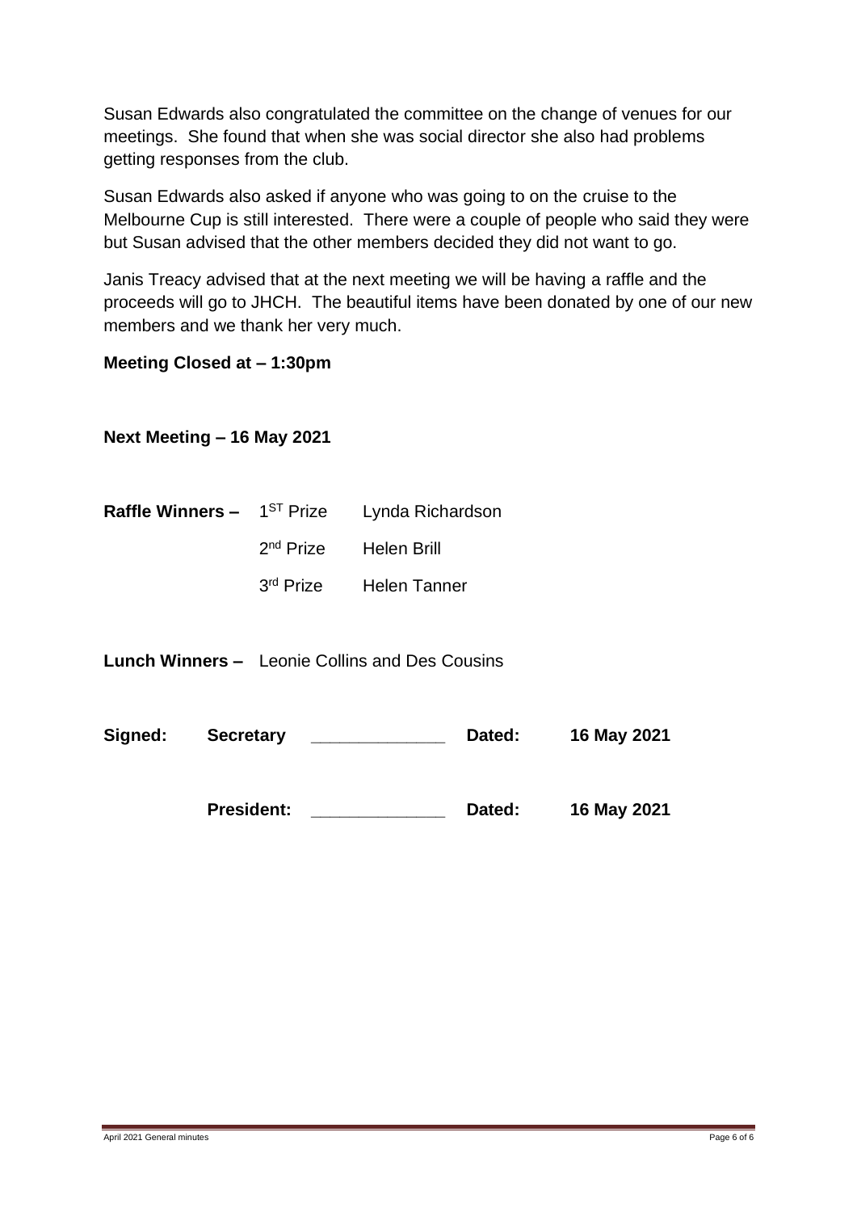Susan Edwards also congratulated the committee on the change of venues for our meetings. She found that when she was social director she also had problems getting responses from the club.

Susan Edwards also asked if anyone who was going to on the cruise to the Melbourne Cup is still interested. There were a couple of people who said they were but Susan advised that the other members decided they did not want to go.

Janis Treacy advised that at the next meeting we will be having a raffle and the proceeds will go to JHCH. The beautiful items have been donated by one of our new members and we thank her very much.

**Meeting Closed at – 1:30pm**

**Next Meeting – 16 May 2021**

| | | |
|---|---|---|
| **Raffle Winners –** | 1ST Prize | Lynda Richardson |
| | 2nd Prize | Helen Brill |
| | 3rd Prize | Helen Tanner |

**Lunch Winners –** Leonie Collins and Des Cousins

| | | | | |
|---|---|---|---|---|
| **Signed:** | **Secretary** | _____________ | **Dated:** | **16 May 2021** |
| | **President:** | _____________ | **Dated:** | **16 May 2021** |